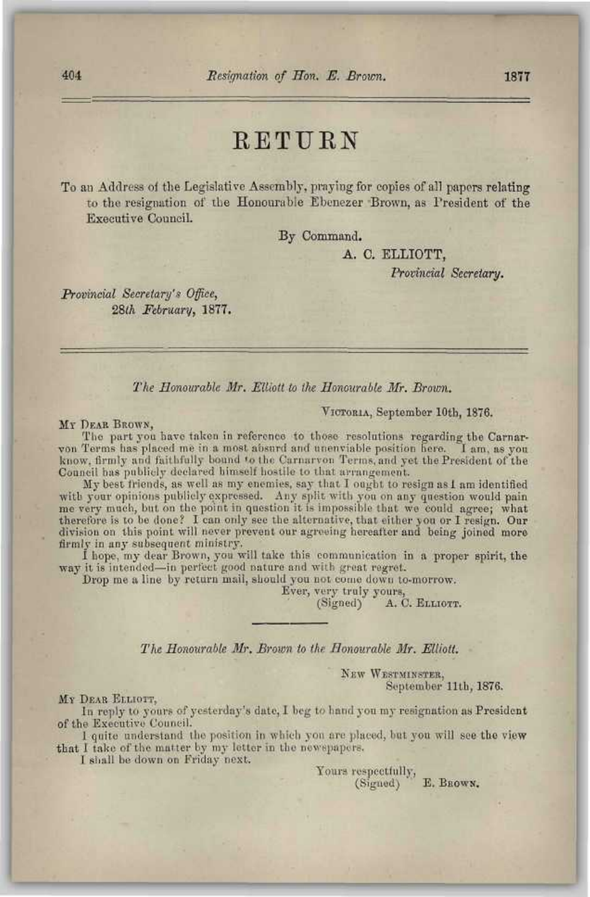# RETURN

To an Address of the Legislative Assembly, praying for copies of all papers relating to the resignation of the Honourable Ebenezer Brown, as President of the Executive Council.

By Command.

A. C. ELLIOTT,

*Provincial Secretary.*

*Provincial Secretary's Office,*
*28th February,* 1877.

---

*The Honourable Mr. Elliott to the Honourable Mr. Brown.*

VICTORIA, September 10th, 1876.

MY DEAR BROWN,

The part you have taken in reference to those resolutions regarding the Carnarvon Terms has placed me in a most absurd and unenviable position here. I am, as you know, firmly and faithfully bound to the Carnarvon Terms, and yet the President of the Council has publicly declared himself hostile to that arrangement.

My best friends, as well as my enemies, say that I ought to resign as I am identified with your opinions publicly expressed. Any split with you on any question would pain me very much, but on the point in question it is impossible that we could agree; what therefore is to be done? I can only see the alternative, that either you or I resign. Our division on this point will never prevent our agreeing hereafter and being joined more firmly in any subsequent ministry.

I hope, my dear Brown, you will take this communication in a proper spirit, the way it is intended—in perfect good nature and with great regret.

Drop me a line by return mail, should you not come down to-morrow.

Ever, very truly yours,
(Signed) A. C. ELLIOTT.

---

*The Honourable Mr. Brown to the Honourable Mr. Elliott.*

NEW WESTMINSTER,
September 11th, 1876.

MY DEAR ELLIOTT,

In reply to yours of yesterday's date, I beg to hand you my resignation as President of the Executive Council.

I quite understand the position in which you are placed, but you will see the view that I take of the matter by my letter in the newspapers.

I shall be down on Friday next.

Yours respectfully,
(Signed) E. BROWN.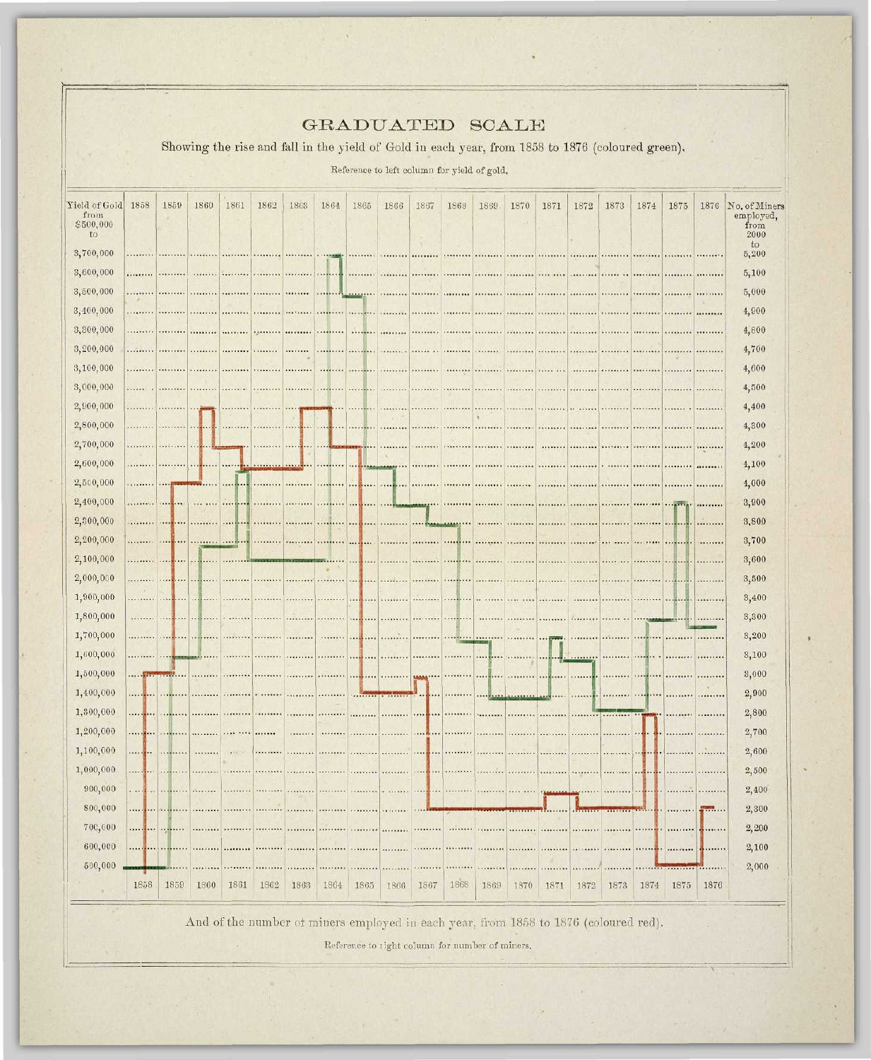# GRADUATED SCALE

Showing the rise and fall in the yield of Gold in each year, from 1858 to 1876 (coloured green).

Reference to left column for yield of gold.

| Yield of Gold from $500,000 to | 1858 | 1859 | 1860 | 1861 | 1862 | 1863 | 1864 | 1865 | 1866 | 1867 | 1868 | 1869 | 1870 | 1871 | 1872 | 1873 | 1874 | 1875 | 1876 | No. of Miners employed, from 2000 to |
|---|---|---|---|---|---|---|---|---|---|---|---|---|---|---|---|---|---|---|---|---|
| 3,700,000 | | | | | | | | | | | | | | | | | | | | 5,200 |
| 3,600,000 | | | | | | | | | | | | | | | | | | | | 5,100 |
| 3,500,000 | | | | | | | | | | | | | | | | | | | | 5,000 |
| 3,400,000 | | | | | | | | | | | | | | | | | | | | 4,900 |
| 3,300,000 | | | | | | | | | | | | | | | | | | | | 4,800 |
| 3,200,000 | | | | | | | | | | | | | | | | | | | | 4,700 |
| 3,100,000 | | | | | | | | | | | | | | | | | | | | 4,600 |
| 3,000,000 | | | | | | | | | | | | | | | | | | | | 4,500 |
| 2,900,000 | | | | | | | | | | | | | | | | | | | | 4,400 |
| 2,800,000 | | | | | | | | | | | | | | | | | | | | 4,300 |
| 2,700,000 | | | | | | | | | | | | | | | | | | | | 4,200 |
| 2,600,000 | | | | | | | | | | | | | | | | | | | | 4,100 |
| 2,500,000 | | | | | | | | | | | | | | | | | | | | 4,000 |
| 2,400,000 | | | | | | | | | | | | | | | | | | | | 3,900 |
| 2,300,000 | | | | | | | | | | | | | | | | | | | | 3,800 |
| 2,200,000 | | | | | | | | | | | | | | | | | | | | 3,700 |
| 2,100,000 | | | | | | | | | | | | | | | | | | | | 3,600 |
| 2,000,000 | | | | | | | | | | | | | | | | | | | | 3,500 |
| 1,900,000 | | | | | | | | | | | | | | | | | | | | 3,400 |
| 1,800,000 | | | | | | | | | | | | | | | | | | | | 3,300 |
| 1,700,000 | | | | | | | | | | | | | | | | | | | | 3,200 |
| 1,600,000 | | | | | | | | | | | | | | | | | | | | 3,100 |
| 1,500,000 | | | | | | | | | | | | | | | | | | | | 3,000 |
| 1,400,000 | | | | | | | | | | | | | | | | | | | | 2,900 |
| 1,300,000 | | | | | | | | | | | | | | | | | | | | 2,800 |
| 1,200,000 | | | | | | | | | | | | | | | | | | | | 2,700 |
| 1,100,000 | | | | | | | | | | | | | | | | | | | | 2,600 |
| 1,000,000 | | | | | | | | | | | | | | | | | | | | 2,500 |
| 900,000 | | | | | | | | | | | | | | | | | | | | 2,400 |
| 800,000 | | | | | | | | | | | | | | | | | | | | 2,300 |
| 700,000 | | | | | | | | | | | | | | | | | | | | 2,200 |
| 600,000 | | | | | | | | | | | | | | | | | | | | 2,100 |
| 500,000 | | | | | | | | | | | | | | | | | | | | 2,000 |
| | 1858 | 1859 | 1860 | 1861 | 1862 | 1863 | 1864 | 1865 | 1866 | 1867 | 1868 | 1869 | 1870 | 1871 | 1872 | 1873 | 1874 | 1875 | 1876 | |

And of the number of miners employed in each year, from 1858 to 1876 (coloured red).

Reference to right column for number of miners.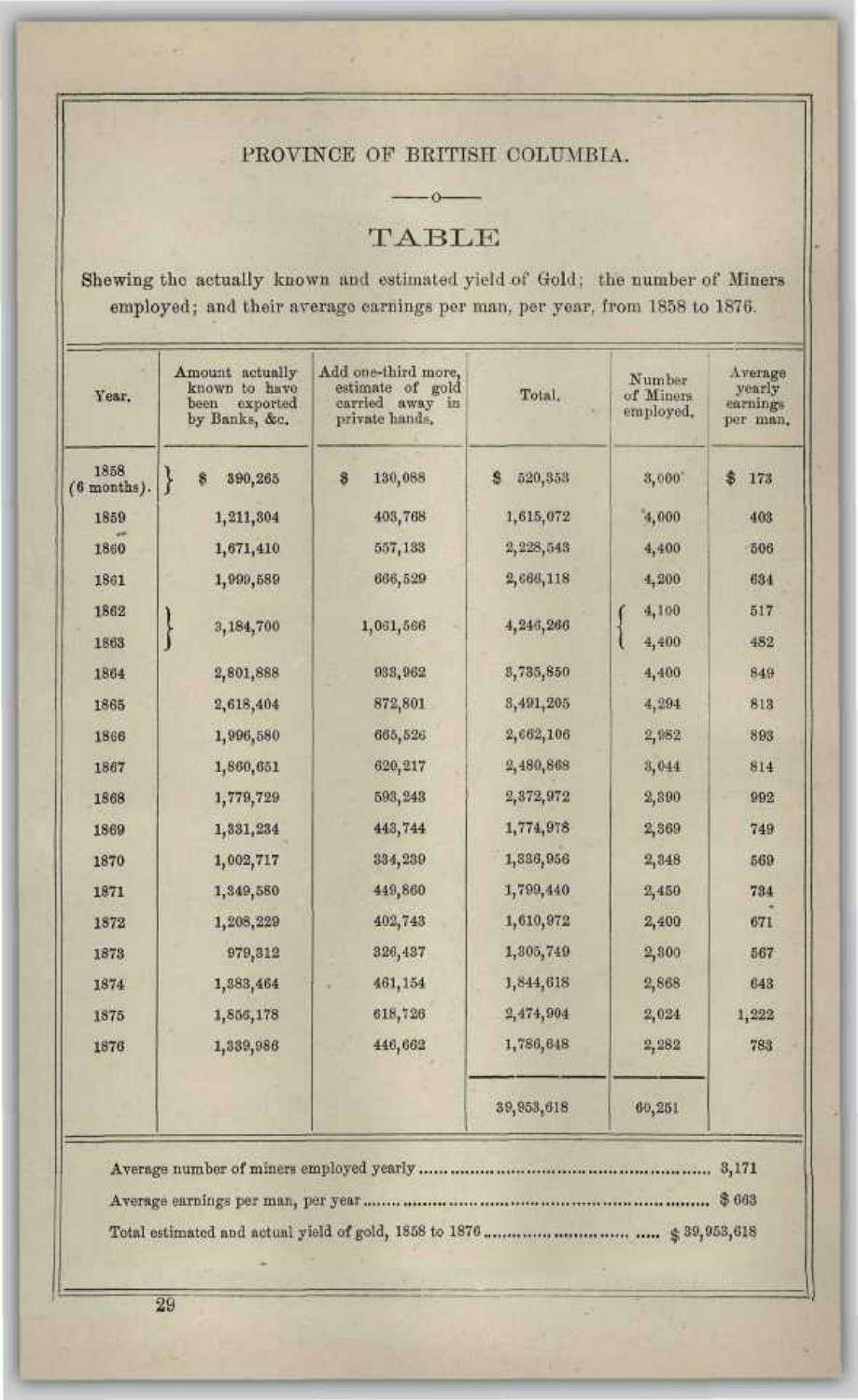PROVINCE OF BRITISH COLUMBIA.

# TABLE

Shewing the actually known and estimated yield of Gold; the number of Miners employed; and their average earnings per man, per year, from 1858 to 1876.

| Year. | Amount actually known to have been exported by Banks, &c. | Add one-third more, estimate of gold carried away in private hands. | Total. | Number of Miners employed. | Average yearly earnings per man. |
|---|---|---|---|---|---|
| 1858 (6 months). | $ 390,265 | $ 130,088 | $ 520,353 | 3,000 | $ 173 |
| 1859 | 1,211,304 | 403,768 | 1,615,072 | 4,000 | 403 |
| 1860 | 1,671,410 | 557,133 | 2,228,543 | 4,400 | 506 |
| 1861 | 1,999,589 | 666,529 | 2,666,118 | 4,200 | 634 |
| 1862 | 3,184,700 | 1,061,566 | 4,246,266 | 4,100 | 517 |
| 1863 | | | | 4,400 | 482 |
| 1864 | 2,801,888 | 933,962 | 3,735,850 | 4,400 | 849 |
| 1865 | 2,618,404 | 872,801 | 3,491,205 | 4,294 | 813 |
| 1866 | 1,996,580 | 665,526 | 2,662,106 | 2,982 | 893 |
| 1867 | 1,860,651 | 620,217 | 2,480,868 | 3,044 | 814 |
| 1868 | 1,779,729 | 593,243 | 2,372,972 | 2,390 | 992 |
| 1869 | 1,331,234 | 443,744 | 1,774,978 | 2,369 | 749 |
| 1870 | 1,002,717 | 334,239 | 1,336,956 | 2,348 | 569 |
| 1871 | 1,349,580 | 449,860 | 1,799,440 | 2,450 | 734 |
| 1872 | 1,208,229 | 402,743 | 1,610,972 | 2,400 | 671 |
| 1873 | 979,312 | 326,437 | 1,305,749 | 2,300 | 567 |
| 1874 | 1,383,464 | 461,154 | 1,844,618 | 2,868 | 643 |
| 1875 | 1,856,178 | 618,726 | 2,474,904 | 2,024 | 1,222 |
| 1876 | 1,339,986 | 446,662 | 1,786,648 | 2,282 | 783 |
| | | | 39,953,618 | 60,251 | |

Average number of miners employed yearly .................................... 3,171

Average earnings per man, per year .................................... $ 663

Total estimated and actual yield of gold, 1858 to 1876 .................... $ 39,953,618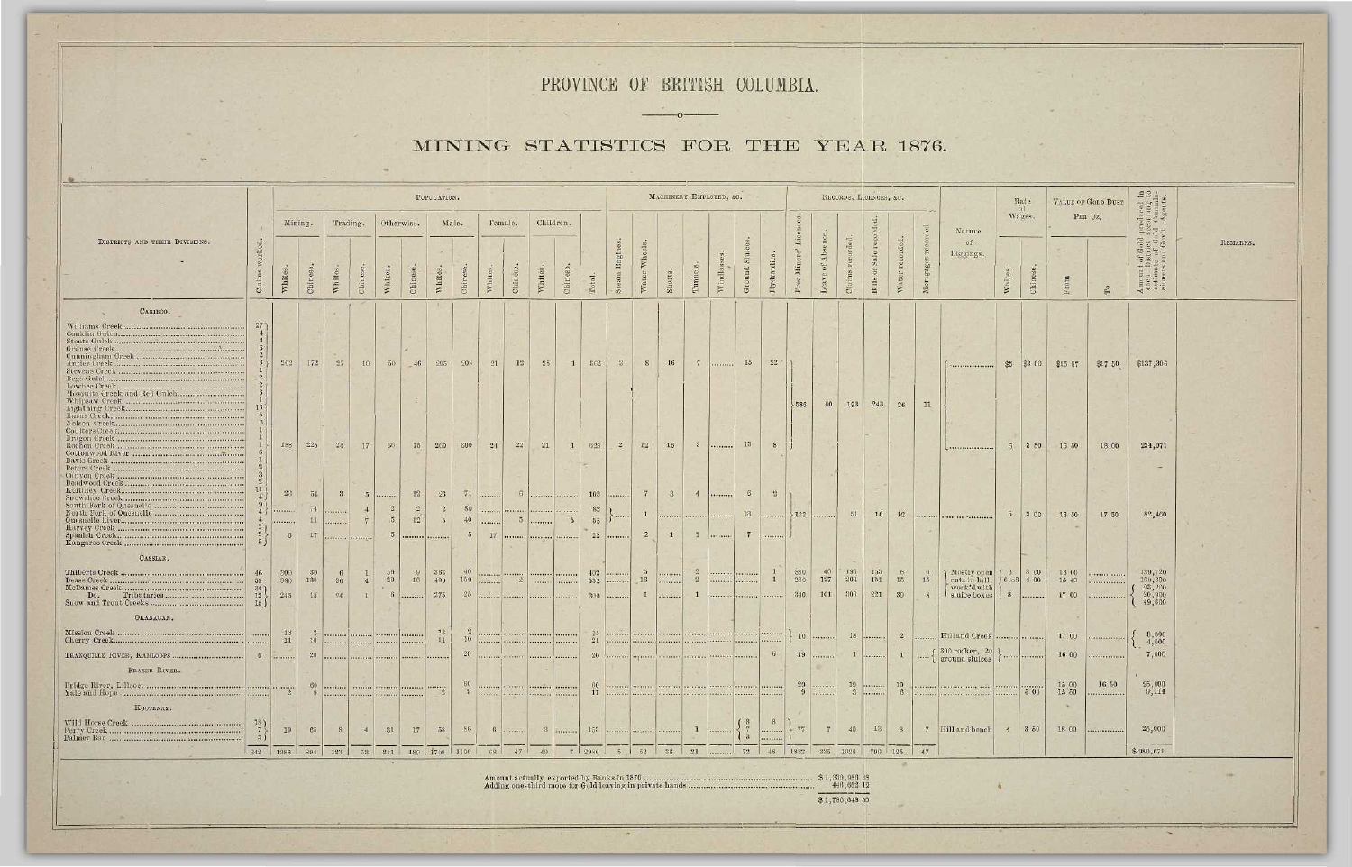# PROVINCE OF BRITISH COLUMBIA.

## MINING STATISTICS FOR THE YEAR 1876.

| Districts and their Divisions. | Claims worked. | Population. | | | | | | | | | | | | | Machinery Employed, &c. | | | | | | | Records, Licences, &c. | | | | | | Nature of Diggings. | Rate of Wages. | | Value of Gold Dust Per Oz. | | Amount of Gold produced in each District, according to estimate of Gold Commissioners and Gov't. Agents. | Remarks. |
|---|---|---|---|---|---|---|---|---|---|---|---|---|---|---|---|---|---|---|---|---|---|---|---|---|---|---|---|---|---|---|---|---|---|---|
| | | Mining. | | Trading. | | Otherwise. | | Male. | | Female. | | Children. | | | | | | | | | | | | | | | | | | | | | | |
| | | Whites. | Chinese. | Whites. | Chinese. | Whites. | Chinese. | Whites. | Chinese. | Whites. | Chinese. | Whites. | Chinese. | Total. | Steam Engines. | Water Wheels. | Shafts. | Tunnels. | Windlasses. | Ground Sluices. | Hydraulics. | Free Miners' Licences. | Leave of Absence. | Claims recorded. | Bills of Sale recorded. | Water recorded. | Mortgages recorded. | | Whites. | Chinese. | From | To | | |
| **Cariboo.** | | | | | | | | | | | | | | | | | | | | | | | | | | | | | | | | | | |
| Williams Creek | 27 | | | | | | | | | | | | | | | | | | | | | | | | | | | | | | | | | |
| Conklin Gulch | 4 | | | | | | | | | | | | | | | | | | | | | | | | | | | | | | | | | |
| Stouts Gulch | 4 | | | | | | | | | | | | | | | | | | | | | | | | | | | | | | | | | |
| Grouse Creek | 6 | | | | | | | | | | | | | | | | | | | | | | | | | | | | | | | | | |
| Cunningham Creek | 2 | | | | | | | | | | | | | | | | | | | | | | | | | | | | | | | | | |
| Antler Creek | 3 | 202 | 172 | 27 | 10 | 50 | 46 | 265 | 208 | 21 | 12 | 25 | 1 | 532 | 3 | 8 | 16 | 7 | ........ | 45 | 22 | | | | | | | ........ | $5 | $3 00 | $15 87 | $17 50 | $127,306 | |
| Stevens Creek | 1 | | | | | | | | | | | | | | | | | | | | | | | | | | | | | | | | | |
| Begs Gulch | 2 | | | | | | | | | | | | | | | | | | | | | | | | | | | | | | | | | |
| Lowhee Creek | 2 | | | | | | | | | | | | | | | | | | | | | | | | | | | | | | | | | |
| Mosquito Creek and Red Gulch | 6 | | | | | | | | | | | | | | | | | | | | | | | | | | | | | | | | | |
| Whipsaw Creek | 1 | | | | | | | | | | | | | | | | | | | | | | | | | | | | | | | | | |
| Lightning Creek | 16 | | | | | | | | | | | | | | | | | | | | | 586 | 80 | 193 | 243 | 26 | 11 | | | | | | | |
| Burns Creek | 5 | | | | | | | | | | | | | | | | | | | | | | | | | | | | | | | | | |
| Nelson Creek | 6 | | | | | | | | | | | | | | | | | | | | | | | | | | | | | | | | | |
| Coulters Creek | 1 | | | | | | | | | | | | | | | | | | | | | | | | | | | | | | | | | |
| Dragon Creek | 1 | | | | | | | | | | | | | | | | | | | | | | | | | | | | | | | | | |
| Rochon Creek | 1 | 188 | 226 | 25 | 17 | 30 | 18 | 200 | 300 | 24 | 22 | 21 | 1 | 625 | 2 | 12 | 16 | 3 | ........ | 13 | 8 | | | | | | | ........ | 6 | 2 50 | 15 50 | 18 00 | 224,071 | |
| Cottonwood River | 6 | | | | | | | | | | | | | | | | | | | | | | | | | | | | | | | | | |
| Davis Creek | 1 | | | | | | | | | | | | | | | | | | | | | | | | | | | | | | | | | |
| Peters Creek | 2 | | | | | | | | | | | | | | | | | | | | | | | | | | | | | | | | | |
| Canyon Creek | 3 | | | | | | | | | | | | | | | | | | | | | | | | | | | | | | | | | |
| Deadwood Creek | 2 | | | | | | | | | | | | | | | | | | | | | | | | | | | | | | | | | |
| Keithley Creek | 11 | 23 | 54 | 3 | 5 | ........ | 12 | 26 | 71 | ........ | 6 | ........ | ........ | 103 | ........ | 7 | 3 | 4 | ........ | 6 | 2 | | | | | | | | | | | | | |
| Snowshoe Creek | 4 | | | | | | | | | | | | | | | | | | | | | | | | | | | | | | | | | |
| South Fork of Quesnelle | 9 | ........ | 74 | ........ | 4 | 2 | 2 | 2 | 80 | ........ | ........ | ........ | ........ | 82 | | | | | | | | | | | | | | | | | | | | |
| North Fork of Quesnelle | 4 | | | | | | | | | | | | | | ........ | 1 | ........ | ........ | ........ | 33 | ........ | 122 | ........ | 51 | 16 | 42 | ........ | ........ | 6 | 3 00 | 15 50 | 17 50 | 82,400 | |
| Quesnelle River | 4 | ........ | 11 | ........ | 7 | 5 | 12 | 5 | 40 | ........ | 5 | ........ | 5 | 55 | | | | | | | | | | | | | | | | | | | | |
| Harvey Creek | 2 | | | | | | | | | | | | | | | | | | | | | | | | | | | | | | | | | |
| Spanish Creek | 2 | 5 | 17 | ........ | ........ | 5 | ........ | ........ | 5 | 17 | ........ | ........ | ........ | 22 | ........ | 2 | 1 | 1 | ........ | 7 | ........ | | | | | | | | | | | | | |
| Kangaroo Creek | 5 | | | | | | | | | | | | | | | | | | | | | | | | | | | | | | | | | |
| **Cassiar.** | | | | | | | | | | | | | | | | | | | | | | | | | | | | | | | | | | |
| Thiberts Creek | 46 | 300 | 30 | 6 | 1 | 56 | 9 | 362 | 40 | ........ | ........ | ........ | ........ | 402 | ........ | 5 | ........ | 2 | ........ | ........ | 1 | 360 | 40 | 193 | 153 | 6 | 6 | Mostly open cuts in hill, work'd with sluice boxes | 8 | 3 00 | 18 00 | ........ | 139,720 | |
| Dease Creek | 58 | 380 | 130 | 30 | 4 | 23 | 10 | 400 | 150 | ........ | 2 | ........ | ........ | 552 | ........ | 15 | ........ | 2 | ........ | ........ | 1 | 280 | 127 | 204 | 151 | 15 | 15 | | 6 to 8 | 4 00 | 15 40 | ........ | 109,300 | |
| McDames Creek | 30 | | | | | | | | | | | | | | | | | | | | | | | | | | | | | | | | 52,250 | |
| Do. Tributaries | 12 | 245 | 15 | 24 | 1 | 6 | ........ | 275 | 25 | ........ | ........ | ........ | ........ | 300 | ........ | 1 | ........ | 1 | ........ | ........ | ........ | 340 | 101 | 306 | 221 | 30 | 8 | | 8 | ........ | 17 00 | ........ | 20,000 | |
| Snow and Trout Creeks | 16 | | | | | | | | | | | | | | | | | | | | | | | | | | | | | | | | 49,500 | |
| **Okanagan.** | | | | | | | | | | | | | | | | | | | | | | | | | | | | | | | | | | |
| Mission Creek | ........ | 13 | 2 | ........ | ........ | ........ | ........ | 13 | 2 | ........ | ........ | ........ | ........ | 15 | | | | | | | | 10 | ........ | 18 | ........ | 2 | ........ | Hill and Creek | ........ | ........ | 17 00 | ........ | 3,000 | |
| Cherry Creek | ........ | 11 | 10 | ........ | ........ | ........ | ........ | 11 | 10 | ........ | ........ | ........ | ........ | 21 | | | | | | | | | | | | | | | | | | | 4,000 | |
| Tranquille River, Kamloops | 6 | ........ | 20 | ........ | ........ | ........ | ........ | ........ | 20 | ........ | ........ | ........ | ........ | 20 | ........ | ........ | ........ | ........ | ........ | ........ | 6 | 19 | ........ | 1 | ........ | 1 | ........ | 300 rocker, 20 ground sluices | ........ | ........ | 16 00 | ........ | 7,000 | |
| **Fraser River.** | | | | | | | | | | | | | | | | | | | | | | | | | | | | | | | | | | |
| Bridge River, Lillooet | ........ | ........ | 60 | ........ | ........ | ........ | ........ | ........ | 60 | ........ | ........ | ........ | ........ | 60 | | | | | | | | 20 | ........ | 30 | ........ | 10 | ........ | ........ | ........ | 5 00 | 15 00 | 16 50 | 25,000 | |
| Yale and Hope | ........ | 2 | 9 | ........ | ........ | ........ | ........ | 2 | 9 | ........ | ........ | ........ | ........ | 11 | | | | | | | | 9 | ........ | 3 | ........ | 6 | ........ | | | | 15 50 | | 9,114 | |
| **Kootenay.** | | | | | | | | | | | | | | | | | | | | | | | | | | | | | | | | | | |
| Wild Horse Creek | 18 | | | | | | | | | | | | | | | | | | | 8 | | | | | | | | | | | | | | |
| Perry Creek | 7 | 19 | 65 | 8 | 4 | 31 | 17 | 58 | 86 | 6 | ........ | 3 | ........ | 153 | ........ | ........ | ........ | 1 | ........ | 2 | 8 | 77 | 7 | 40 | 13 | 8 | 7 | Hill and bench | 4 | 3 50 | 18 00 | ........ | 25,000 | |
| Palmer Bar | 5 | | | | | | | | | | | | | | | | | | | 3 | | | | | | | | | | | | | | |
| | 342 | 1388 | 894 | 123 | 58 | 241 | 180 | 1740 | 1106 | 68 | 47 | 49 | 7 | 2966 | 5 | 52 | 38 | 21 | ........ | 72 | 48 | 1823 | 335 | 1028 | 700 | 125 | 47 | | | | | | $980,671 | |

Amount actually exported by Banks in 1876 .................. $1,339,986 38

Adding one-third more for Gold leaving in private hands .................. 446,662 12

$1,786,648 50